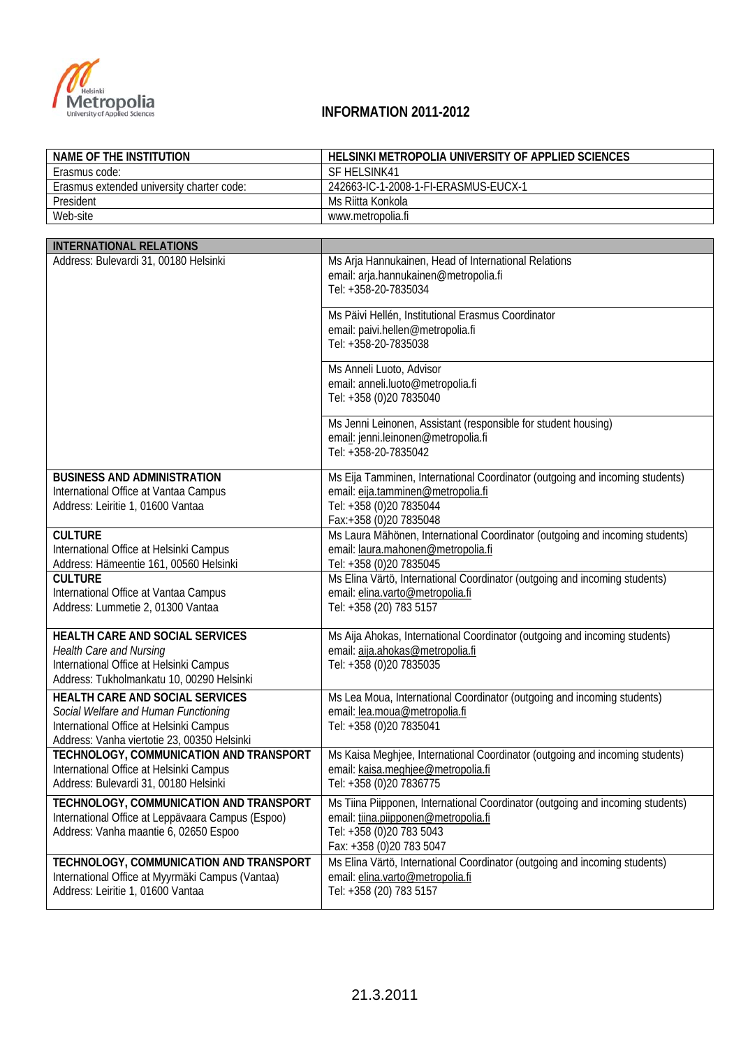# INFORMATION 2011-2012

| NAME OF THE INSTITUTION | HELSINKI METROPOLIA UNIVERSITY OF APPLIED SCIENCES |
|---|---|
| Erasmus code: | SF HELSINK41 |
| Erasmus extended university charter code: | 242663-IC-1-2008-1-FI-ERASMUS-EUCX-1 |
| President | Ms Riitta Konkola |
| Web-site | www.metropolia.fi |

| INTERNATIONAL RELATIONS | |
|---|---|
| Address: Bulevardi 31, 00180 Helsinki | Ms Arja Hannukainen, Head of International Relations<br>email: arja.hannukainen@metropolia.fi<br>Tel: +358-20-7835034 |
| | Ms Päivi Hellén, Institutional Erasmus Coordinator<br>email: paivi.hellen@metropolia.fi<br>Tel: +358-20-7835038 |
| | Ms Anneli Luoto, Advisor<br>email: anneli.luoto@metropolia.fi<br>Tel: +358 (0)20 7835040 |
| | Ms Jenni Leinonen, Assistant (responsible for student housing)<br>email: jenni.leinonen@metropolia.fi<br>Tel: +358-20-7835042 |
| **BUSINESS AND ADMINISTRATION**<br>International Office at Vantaa Campus<br>Address: Leiritie 1, 01600 Vantaa | Ms Eija Tamminen, International Coordinator (outgoing and incoming students)<br>email: eija.tamminen@metropolia.fi<br>Tel: +358 (0)20 7835044<br>Fax:+358 (0)20 7835048 |
| **CULTURE**<br>International Office at Helsinki Campus<br>Address: Hämeentie 161, 00560 Helsinki | Ms Laura Mähönen, International Coordinator (outgoing and incoming students)<br>email: laura.mahonen@metropolia.fi<br>Tel: +358 (0)20 7835045 |
| **CULTURE**<br>International Office at Vantaa Campus<br>Address: Lummetie 2, 01300 Vantaa | Ms Elina Värtö, International Coordinator (outgoing and incoming students)<br>email: elina.varto@metropolia.fi<br>Tel: +358 (20) 783 5157 |
| **HEALTH CARE AND SOCIAL SERVICES**<br>*Health Care and Nursing*<br>International Office at Helsinki Campus<br>Address: Tukholmankatu 10, 00290 Helsinki | Ms Aija Ahokas, International Coordinator (outgoing and incoming students)<br>email: aija.ahokas@metropolia.fi<br>Tel: +358 (0)20 7835035 |
| **HEALTH CARE AND SOCIAL SERVICES**<br>*Social Welfare and Human Functioning*<br>International Office at Helsinki Campus<br>Address: Vanha viertotie 23, 00350 Helsinki | Ms Lea Moua, International Coordinator (outgoing and incoming students)<br>email: lea.moua@metropolia.fi<br>Tel: +358 (0)20 7835041 |
| **TECHNOLOGY, COMMUNICATION AND TRANSPORT**<br>International Office at Helsinki Campus<br>Address: Bulevardi 31, 00180 Helsinki | Ms Kaisa Meghjee, International Coordinator (outgoing and incoming students)<br>email: kaisa.meghjee@metropolia.fi<br>Tel: +358 (0)20 7836775 |
| **TECHNOLOGY, COMMUNICATION AND TRANSPORT**<br>International Office at Leppävaara Campus (Espoo)<br>Address: Vanha maantie 6, 02650 Espoo | Ms Tiina Piipponen, International Coordinator (outgoing and incoming students)<br>email: tiina.piipponen@metropolia.fi<br>Tel: +358 (0)20 783 5043<br>Fax: +358 (0)20 783 5047 |
| **TECHNOLOGY, COMMUNICATION AND TRANSPORT**<br>International Office at Myyrmäki Campus (Vantaa)<br>Address: Leiritie 1, 01600 Vantaa | Ms Elina Värtö, International Coordinator (outgoing and incoming students)<br>email: elina.varto@metropolia.fi<br>Tel: +358 (20) 783 5157 |

21.3.2011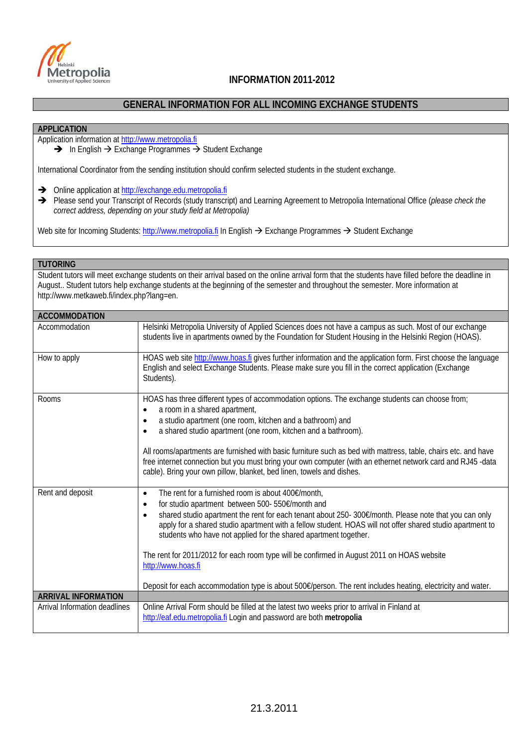# INFORMATION 2011-2012

## GENERAL INFORMATION FOR ALL INCOMING EXCHANGE STUDENTS

### APPLICATION

Application information at http://www.metropolia.fi

- ➔ In English ➔ Exchange Programmes ➔ Student Exchange

International Coordinator from the sending institution should confirm selected students in the student exchange.

- ➔ Online application at http://exchange.edu.metropolia.fi
- ➔ Please send your Transcript of Records (study transcript) and Learning Agreement to Metropolia International Office (*please check the correct address, depending on your study field at Metropolia)*

Web site for Incoming Students: http://www.metropolia.fi In English ➔ Exchange Programmes ➔ Student Exchange

### TUTORING

Student tutors will meet exchange students on their arrival based on the online arrival form that the students have filled before the deadline in August.. Student tutors help exchange students at the beginning of the semester and throughout the semester. More information at http://www.metkaweb.fi/index.php?lang=en.

### ACCOMMODATION

| | |
|---|---|
| Accommodation | Helsinki Metropolia University of Applied Sciences does not have a campus as such. Most of our exchange students live in apartments owned by the Foundation for Student Housing in the Helsinki Region (HOAS). |
| How to apply | HOAS web site http://www.hoas.fi gives further information and the application form. First choose the language English and select Exchange Students. Please make sure you fill in the correct application (Exchange Students). |
| Rooms | HOAS has three different types of accommodation options. The exchange students can choose from;<br>• a room in a shared apartment,<br>• a studio apartment (one room, kitchen and a bathroom) and<br>• a shared studio apartment (one room, kitchen and a bathroom).<br><br>All rooms/apartments are furnished with basic furniture such as bed with mattress, table, chairs etc. and have free internet connection but you must bring your own computer (with an ethernet network card and RJ45 -data cable). Bring your own pillow, blanket, bed linen, towels and dishes. |
| Rent and deposit | • The rent for a furnished room is about 400€/month,<br>• for studio apartment between 500- 550€/month and<br>• shared studio apartment the rent for each tenant about 250- 300€/month. Please note that you can only apply for a shared studio apartment with a fellow student. HOAS will not offer shared studio apartment to students who have not applied for the shared apartment together.<br><br>The rent for 2011/2012 for each room type will be confirmed in August 2011 on HOAS website http://www.hoas.fi<br><br>Deposit for each accommodation type is about 500€/person. The rent includes heating, electricity and water. |

### ARRIVAL INFORMATION

| | |
|---|---|
| Arrival Information deadlines | Online Arrival Form should be filled at the latest two weeks prior to arrival in Finland at http://eaf.edu.metropolia.fi Login and password are both **metropolia** |

21.3.2011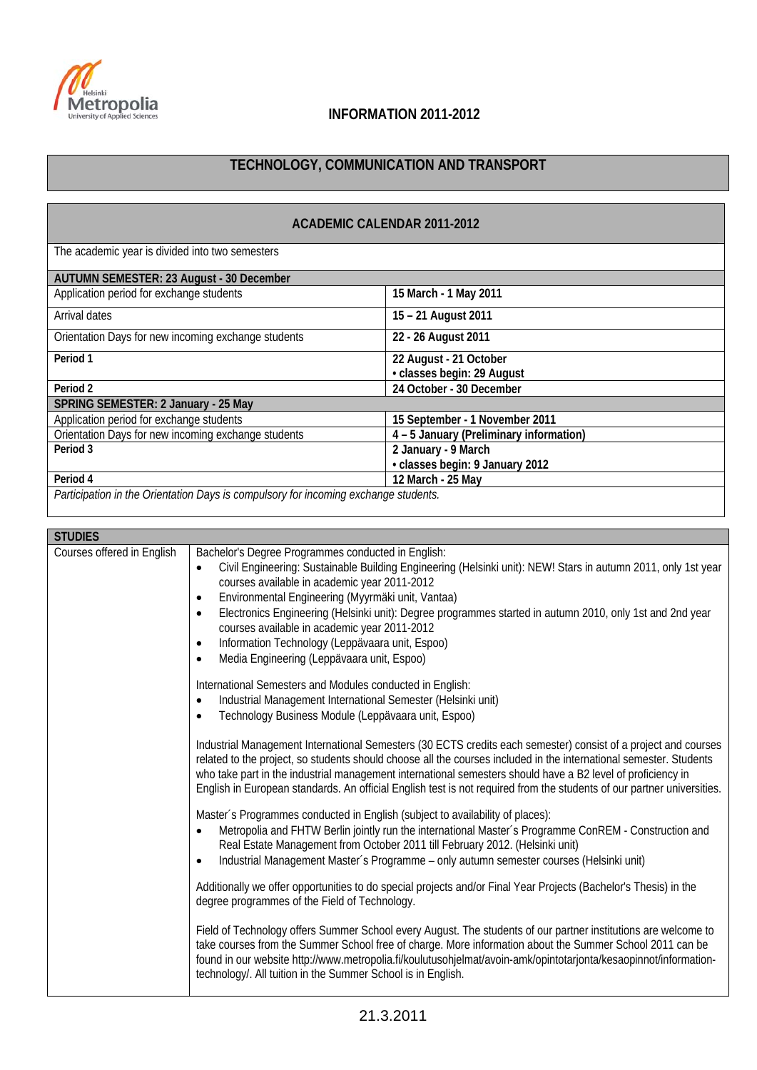**INFORMATION 2011-2012**

## TECHNOLOGY, COMMUNICATION AND TRANSPORT

### ACADEMIC CALENDAR 2011-2012

The academic year is divided into two semesters

| AUTUMN SEMESTER: 23 August - 30 December | |
|---|---|
| Application period for exchange students | **15 March - 1 May 2011** |
| Arrival dates | **15 – 21 August 2011** |
| Orientation Days for new incoming exchange students | **22 - 26 August 2011** |
| **Period 1** | **22 August - 21 October**<br>**• classes begin: 29 August** |
| **Period 2** | **24 October - 30 December** |
| **SPRING SEMESTER: 2 January - 25 May** | |
| Application period for exchange students | **15 September - 1 November 2011** |
| Orientation Days for new incoming exchange students | **4 – 5 January (Preliminary information)** |
| **Period 3** | **2 January - 9 March**<br>**• classes begin: 9 January 2012** |
| **Period 4** | **12 March - 25 May** |

*Participation in the Orientation Days is compulsory for incoming exchange students.*

### STUDIES

**Courses offered in English**

Bachelor's Degree Programmes conducted in English:

- Civil Engineering: Sustainable Building Engineering (Helsinki unit): NEW! Stars in autumn 2011, only 1st year courses available in academic year 2011-2012
- Environmental Engineering (Myyrmäki unit, Vantaa)
- Electronics Engineering (Helsinki unit): Degree programmes started in autumn 2010, only 1st and 2nd year courses available in academic year 2011-2012
- Information Technology (Leppävaara unit, Espoo)
- Media Engineering (Leppävaara unit, Espoo)

International Semesters and Modules conducted in English:

- Industrial Management International Semester (Helsinki unit)
- Technology Business Module (Leppävaara unit, Espoo)

Industrial Management International Semesters (30 ECTS credits each semester) consist of a project and courses related to the project, so students should choose all the courses included in the international semester. Students who take part in the industrial management international semesters should have a B2 level of proficiency in English in European standards. An official English test is not required from the students of our partner universities.

Master´s Programmes conducted in English (subject to availability of places):

- Metropolia and FHTW Berlin jointly run the international Master´s Programme ConREM - Construction and Real Estate Management from October 2011 till February 2012. (Helsinki unit)
- Industrial Management Master´s Programme – only autumn semester courses (Helsinki unit)

Additionally we offer opportunities to do special projects and/or Final Year Projects (Bachelor's Thesis) in the degree programmes of the Field of Technology.

Field of Technology offers Summer School every August. The students of our partner institutions are welcome to take courses from the Summer School free of charge. More information about the Summer School 2011 can be found in our website http://www.metropolia.fi/koulutusohjelmat/avoin-amk/opintotarjonta/kesaopinnot/information-technology/. All tuition in the Summer School is in English.

21.3.2011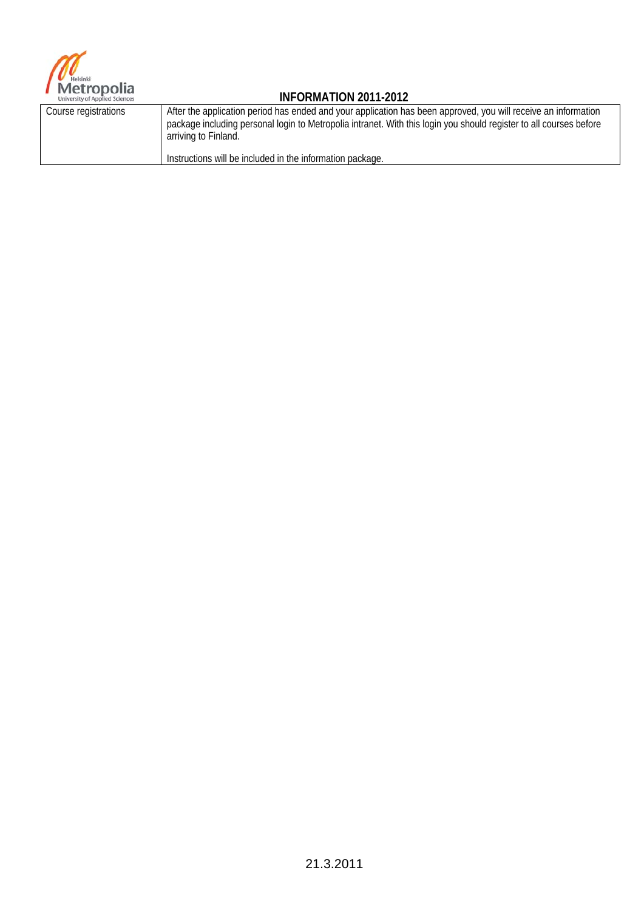## INFORMATION 2011-2012

| | |
|---|---|
| Course registrations | After the application period has ended and your application has been approved, you will receive an information package including personal login to Metropolia intranet. With this login you should register to all courses before arriving to Finland.<br><br>Instructions will be included in the information package. |

21.3.2011